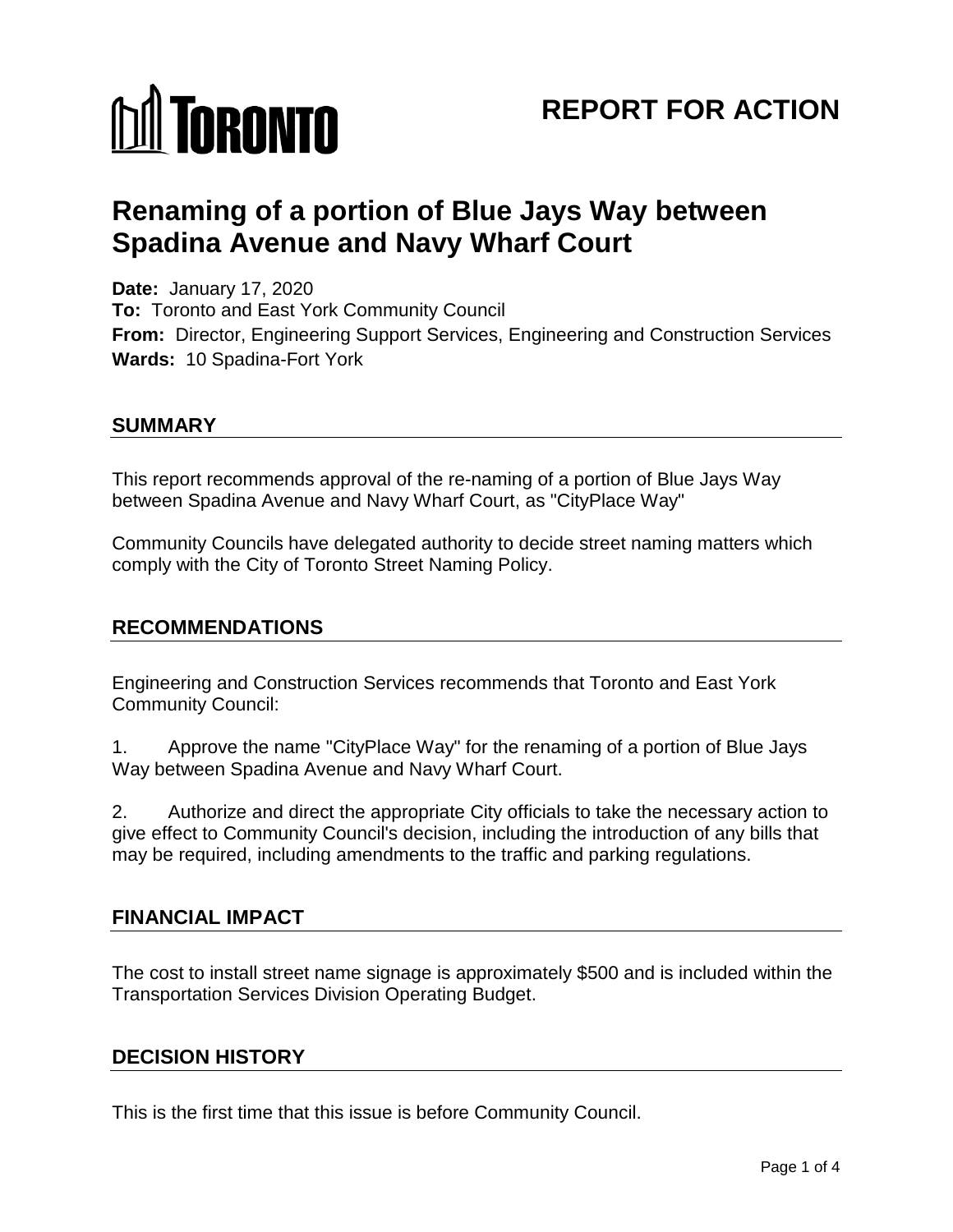TORONTO

# REPORT FOR ACTION

# Renaming of a portion of Blue Jays Way between Spadina Avenue and Navy Wharf Court

**Date:** January 17, 2020
**To:** Toronto and East York Community Council
**From:** Director, Engineering Support Services, Engineering and Construction Services
**Wards:** 10 Spadina-Fort York

## SUMMARY

This report recommends approval of the re-naming of a portion of Blue Jays Way between Spadina Avenue and Navy Wharf Court, as "CityPlace Way"

Community Councils have delegated authority to decide street naming matters which comply with the City of Toronto Street Naming Policy.

## RECOMMENDATIONS

Engineering and Construction Services recommends that Toronto and East York Community Council:

1. Approve the name "CityPlace Way" for the renaming of a portion of Blue Jays Way between Spadina Avenue and Navy Wharf Court.

2. Authorize and direct the appropriate City officials to take the necessary action to give effect to Community Council's decision, including the introduction of any bills that may be required, including amendments to the traffic and parking regulations.

## FINANCIAL IMPACT

The cost to install street name signage is approximately $500 and is included within the Transportation Services Division Operating Budget.

## DECISION HISTORY

This is the first time that this issue is before Community Council.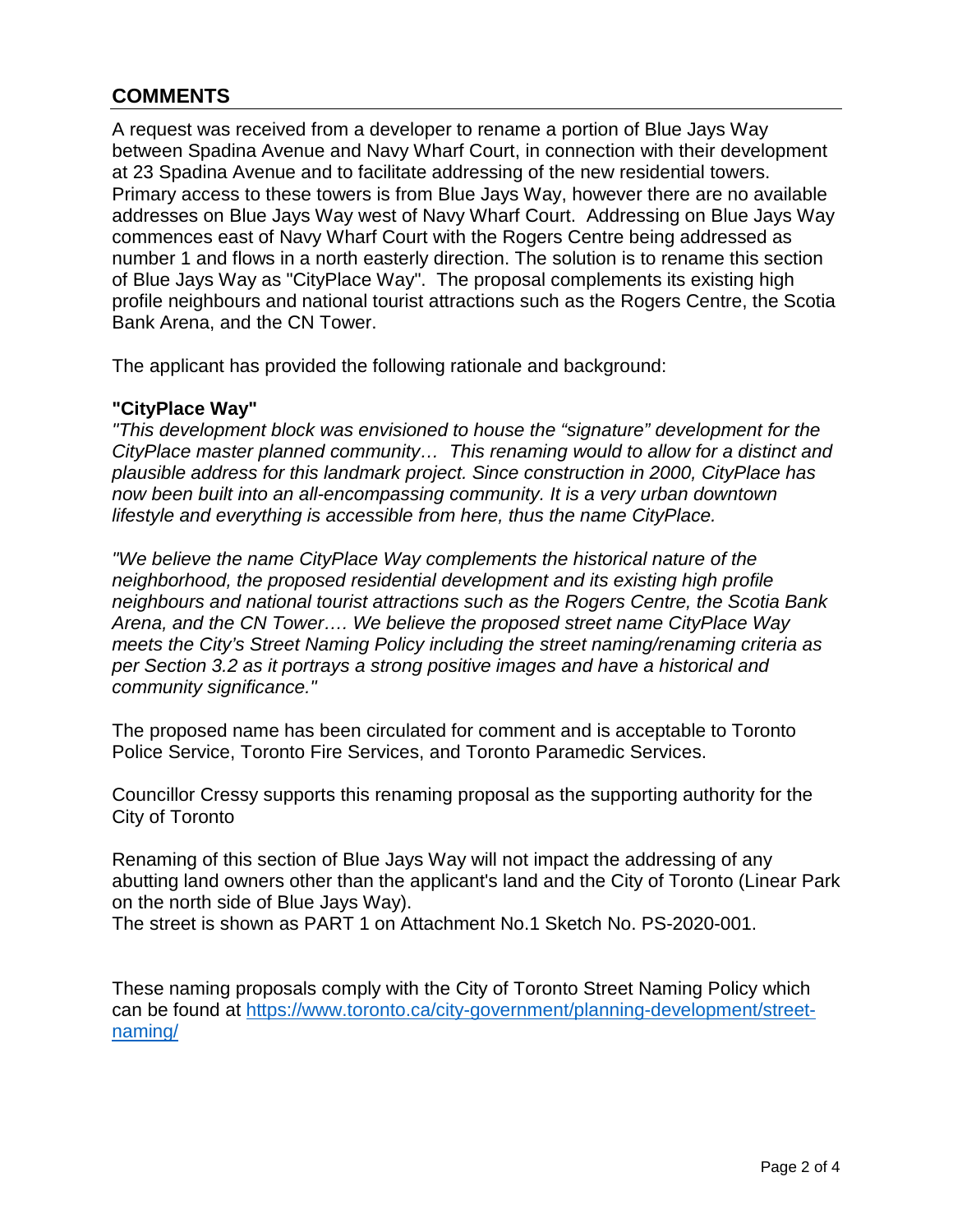## COMMENTS

A request was received from a developer to rename a portion of Blue Jays Way between Spadina Avenue and Navy Wharf Court, in connection with their development at 23 Spadina Avenue and to facilitate addressing of the new residential towers. Primary access to these towers is from Blue Jays Way, however there are no available addresses on Blue Jays Way west of Navy Wharf Court. Addressing on Blue Jays Way commences east of Navy Wharf Court with the Rogers Centre being addressed as number 1 and flows in a north easterly direction. The solution is to rename this section of Blue Jays Way as "CityPlace Way". The proposal complements its existing high profile neighbours and national tourist attractions such as the Rogers Centre, the Scotia Bank Arena, and the CN Tower.

The applicant has provided the following rationale and background:

**"CityPlace Way"**

*"This development block was envisioned to house the "signature" development for the CityPlace master planned community… This renaming would to allow for a distinct and plausible address for this landmark project. Since construction in 2000, CityPlace has now been built into an all-encompassing community. It is a very urban downtown lifestyle and everything is accessible from here, thus the name CityPlace.*

*"We believe the name CityPlace Way complements the historical nature of the neighborhood, the proposed residential development and its existing high profile neighbours and national tourist attractions such as the Rogers Centre, the Scotia Bank Arena, and the CN Tower…. We believe the proposed street name CityPlace Way meets the City's Street Naming Policy including the street naming/renaming criteria as per Section 3.2 as it portrays a strong positive images and have a historical and community significance."*

The proposed name has been circulated for comment and is acceptable to Toronto Police Service, Toronto Fire Services, and Toronto Paramedic Services.

Councillor Cressy supports this renaming proposal as the supporting authority for the City of Toronto

Renaming of this section of Blue Jays Way will not impact the addressing of any abutting land owners other than the applicant's land and the City of Toronto (Linear Park on the north side of Blue Jays Way).
The street is shown as PART 1 on Attachment No.1 Sketch No. PS-2020-001.

These naming proposals comply with the City of Toronto Street Naming Policy which can be found at [https://www.toronto.ca/city-government/planning-development/street-naming/](https://www.toronto.ca/city-government/planning-development/street-naming/)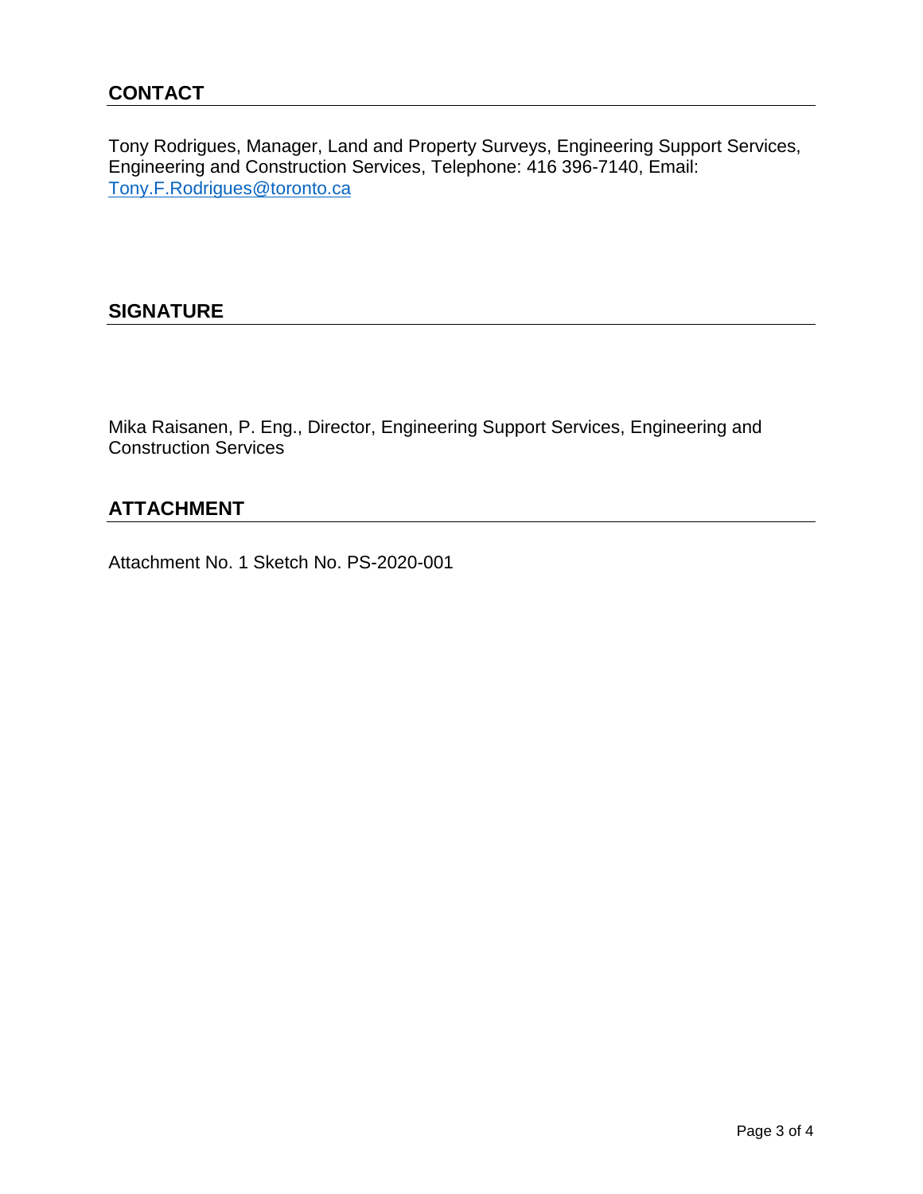## CONTACT

Tony Rodrigues, Manager, Land and Property Surveys, Engineering Support Services, Engineering and Construction Services, Telephone: 416 396-7140, Email: Tony.F.Rodrigues@toronto.ca

## SIGNATURE

Mika Raisanen, P. Eng., Director, Engineering Support Services, Engineering and Construction Services

## ATTACHMENT

Attachment No. 1 Sketch No. PS-2020-001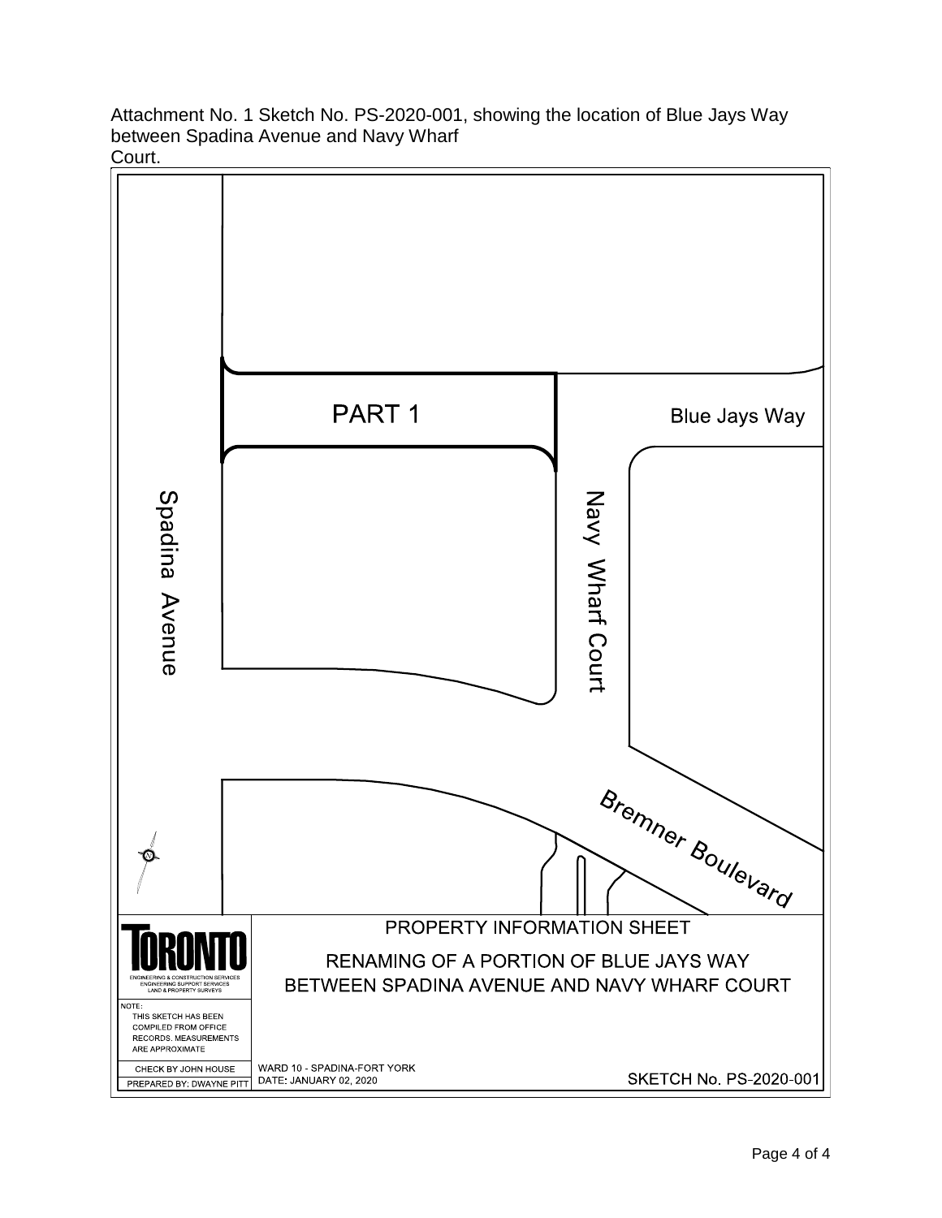Attachment No. 1 Sketch No. PS-2020-001, showing the location of Blue Jays Way between Spadina Avenue and Navy Wharf Court.

PART 1

Blue Jays Way

Spadina Avenue

Navy Wharf Court

Bremner Boulevard

TORONTO

ENGINEERING & CONSTRUCTION SERVICES
ENGINEERING SUPPORT SERVICES
LAND & PROPERTY SURVEYS

PROPERTY INFORMATION SHEET

RENAMING OF A PORTION OF BLUE JAYS WAY BETWEEN SPADINA AVENUE AND NAVY WHARF COURT

NOTE:
THIS SKETCH HAS BEEN COMPILED FROM OFFICE RECORDS. MEASUREMENTS ARE APPROXIMATE

CHECK BY JOHN HOUSE

PREPARED BY: DWAYNE PITT

WARD 10 - SPADINA-FORT YORK

DATE: JANUARY 02, 2020

SKETCH No. PS-2020-001